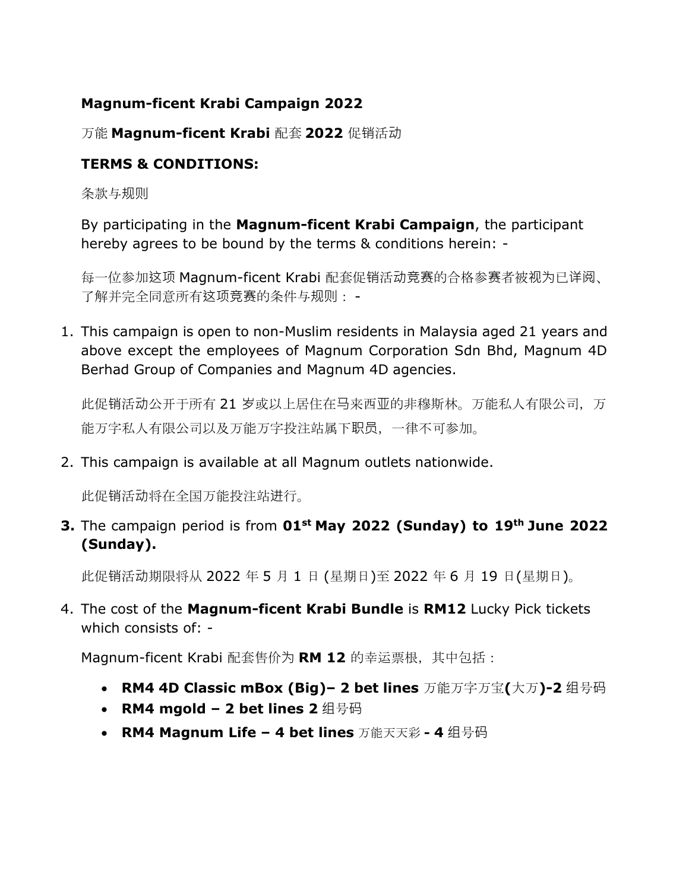**Magnum-ficent Krabi Campaign 2022**

万能 **Magnum-ficent Krabi** 配套 **2022** 促销活动

**TERMS & CONDITIONS:**

条款与规则

By participating in the **Magnum-ficent Krabi Campaign**, the participant hereby agrees to be bound by the terms & conditions herein: -

每一位参加这项 Magnum-ficent Krabi 配套促销活动竞赛的合格参赛者被视为已详阅、了解并完全同意所有这项竞赛的条件与规则： -

1. This campaign is open to non-Muslim residents in Malaysia aged 21 years and above except the employees of Magnum Corporation Sdn Bhd, Magnum 4D Berhad Group of Companies and Magnum 4D agencies.

   此促销活动公开于所有 21 岁或以上居住在马来西亚的非穆斯林。万能私人有限公司，万能万字私人有限公司以及万能万字投注站属下职员，一律不可参加。

2. This campaign is available at all Magnum outlets nationwide.

   此促销活动将在全国万能投注站进行。

3. The campaign period is from **01st May 2022 (Sunday) to 19th June 2022 (Sunday).**

   此促销活动期限将从 2022 年 5 月 1 日 (星期日)至 2022 年 6 月 19 日(星期日)。

4. The cost of the **Magnum-ficent Krabi Bundle** is **RM12** Lucky Pick tickets which consists of: -

   Magnum-ficent Krabi 配套售价为 **RM 12** 的幸运票根，其中包括：

   - **RM4 4D Classic mBox (Big)– 2 bet lines** 万能万字万宝**(**大万**)-2** 组号码
   - **RM4 mgold – 2 bet lines 2** 组号码
   - **RM4 Magnum Life – 4 bet lines** 万能天天彩 **- 4** 组号码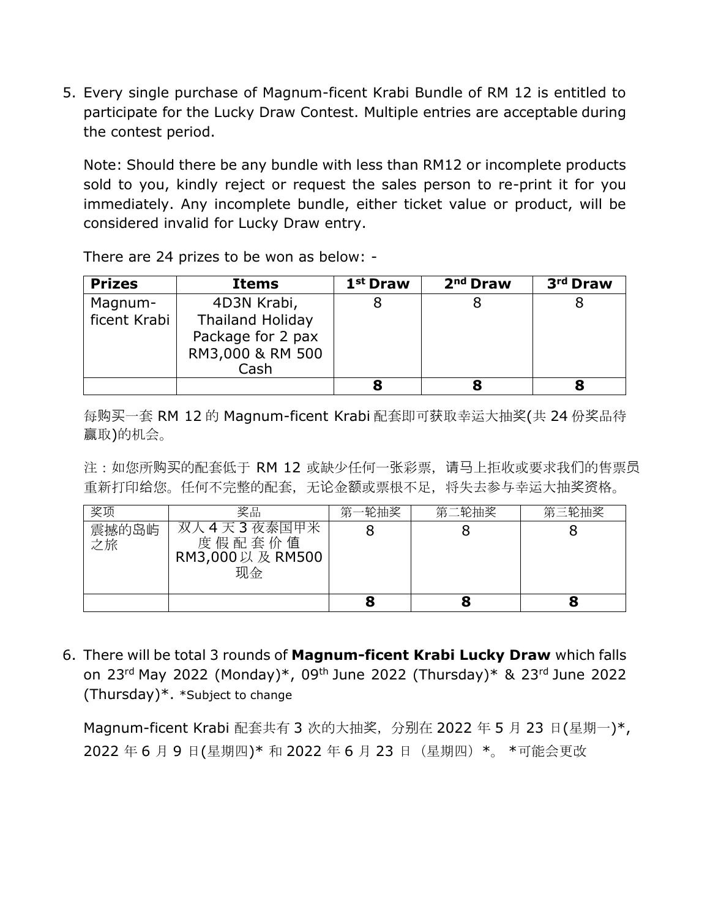5. Every single purchase of Magnum-ficent Krabi Bundle of RM 12 is entitled to participate for the Lucky Draw Contest. Multiple entries are acceptable during the contest period.

   Note: Should there be any bundle with less than RM12 or incomplete products sold to you, kindly reject or request the sales person to re-print it for you immediately. Any incomplete bundle, either ticket value or product, will be considered invalid for Lucky Draw entry.

   There are 24 prizes to be won as below: -

| Prizes | Items | 1st Draw | 2nd Draw | 3rd Draw |
|---|---|---|---|---|
| Magnum-ficent Krabi | 4D3N Krabi, Thailand Holiday Package for 2 pax RM3,000 & RM 500 Cash | 8 | 8 | 8 |
| | | **8** | **8** | **8** |

   每购买一套 RM 12 的 Magnum-ficent Krabi 配套即可获取幸运大抽奖(共 24 份奖品待赢取)的机会。

   注：如您所购买的配套低于 RM 12 或缺少任何一张彩票，请马上拒收或要求我们的售票员重新打印给您。任何不完整的配套，无论金额或票根不足，将失去参与幸运大抽奖资格。

| 奖项 | 奖品 | 第一轮抽奖 | 第二轮抽奖 | 第三轮抽奖 |
|---|---|---|---|---|
| 震撼的岛屿之旅 | 双人 4 天 3 夜泰国甲米度假配套价值 RM3,000 以及 RM500 现金 | 8 | 8 | 8 |
| | | **8** | **8** | **8** |

6. There will be total 3 rounds of **Magnum-ficent Krabi Lucky Draw** which falls on 23rd May 2022 (Monday)*, 09th June 2022 (Thursday)* & 23rd June 2022 (Thursday)*. *Subject to change

   Magnum-ficent Krabi 配套共有 3 次的大抽奖，分别在 2022 年 5 月 23 日(星期一)*, 2022 年 6 月 9 日(星期四)* 和 2022 年 6 月 23 日（星期四）*。 *可能会更改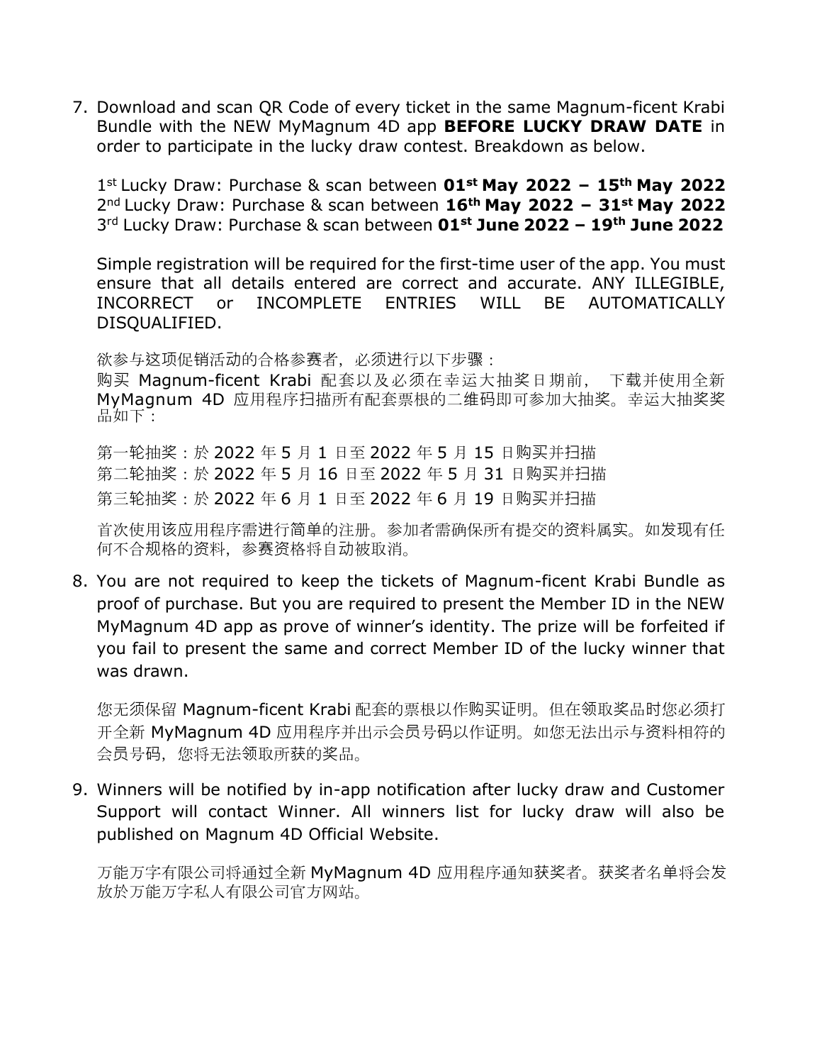7. Download and scan QR Code of every ticket in the same Magnum-ficent Krabi Bundle with the NEW MyMagnum 4D app **BEFORE LUCKY DRAW DATE** in order to participate in the lucky draw contest. Breakdown as below.

   1st Lucky Draw: Purchase & scan between **01st May 2022 – 15th May 2022**
   2nd Lucky Draw: Purchase & scan between **16th May 2022 – 31st May 2022**
   3rd Lucky Draw: Purchase & scan between **01st June 2022 – 19th June 2022**

   Simple registration will be required for the first-time user of the app. You must ensure that all details entered are correct and accurate. ANY ILLEGIBLE, INCORRECT or INCOMPLETE ENTRIES WILL BE AUTOMATICALLY DISQUALIFIED.

   欲参与这项促销活动的合格参赛者，必须进行以下步骤：
   购买 Magnum-ficent Krabi 配套以及必须在幸运大抽奖日期前， 下载并使用全新 MyMagnum 4D 应用程序扫描所有配套票根的二维码即可参加大抽奖。幸运大抽奖奖品如下：

   第一轮抽奖：於 2022 年 5 月 1 日至 2022 年 5 月 15 日购买并扫描
   第二轮抽奖：於 2022 年 5 月 16 日至 2022 年 5 月 31 日购买并扫描
   第三轮抽奖：於 2022 年 6 月 1 日至 2022 年 6 月 19 日购买并扫描

   首次使用该应用程序需进行简单的注册。参加者需确保所有提交的资料属实。如发现有任何不合规格的资料，参赛资格将自动被取消。

8. You are not required to keep the tickets of Magnum-ficent Krabi Bundle as proof of purchase. But you are required to present the Member ID in the NEW MyMagnum 4D app as prove of winner's identity. The prize will be forfeited if you fail to present the same and correct Member ID of the lucky winner that was drawn.

   您无须保留 Magnum-ficent Krabi 配套的票根以作购买证明。但在领取奖品时您必须打开全新 MyMagnum 4D 应用程序并出示会员号码以作证明。如您无法出示与资料相符的会员号码，您将无法领取所获的奖品。

9. Winners will be notified by in-app notification after lucky draw and Customer Support will contact Winner. All winners list for lucky draw will also be published on Magnum 4D Official Website.

   万能万字有限公司将通过全新 MyMagnum 4D 应用程序通知获奖者。获奖者名单将会发放於万能万字私人有限公司官方网站。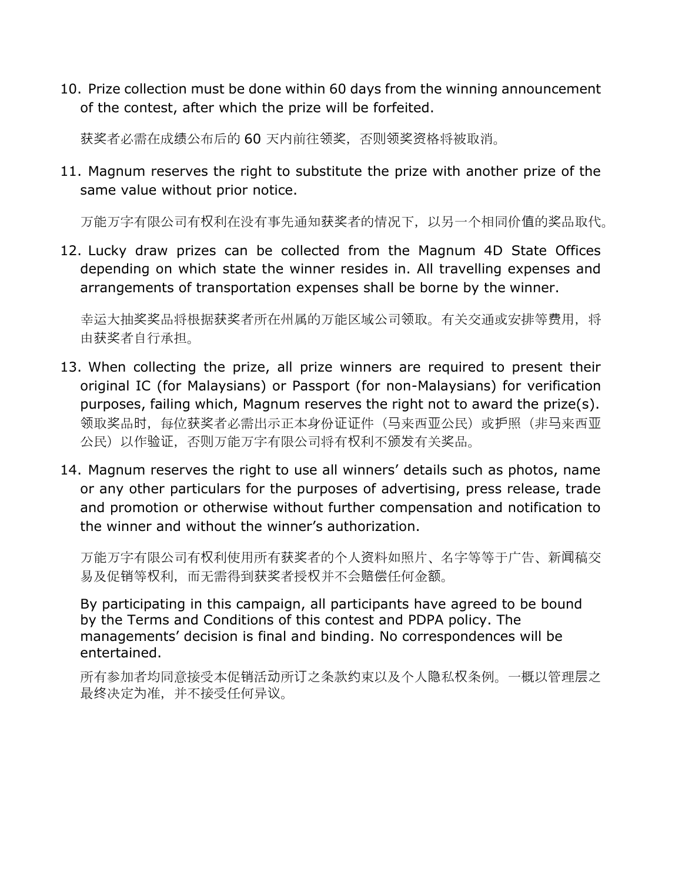10. Prize collection must be done within 60 days from the winning announcement of the contest, after which the prize will be forfeited.

    获奖者必需在成绩公布后的 60 天内前往领奖，否则领奖资格将被取消。

11. Magnum reserves the right to substitute the prize with another prize of the same value without prior notice.

    万能万字有限公司有权利在没有事先通知获奖者的情况下，以另一个相同价值的奖品取代。

12. Lucky draw prizes can be collected from the Magnum 4D State Offices depending on which state the winner resides in. All travelling expenses and arrangements of transportation expenses shall be borne by the winner.

    幸运大抽奖奖品将根据获奖者所在州属的万能区域公司领取。有关交通或安排等费用，将由获奖者自行承担。

13. When collecting the prize, all prize winners are required to present their original IC (for Malaysians) or Passport (for non-Malaysians) for verification purposes, failing which, Magnum reserves the right not to award the prize(s).
    领取奖品时，每位获奖者必需出示正本身份证证件（马来西亚公民）或护照（非马来西亚公民）以作验证，否则万能万字有限公司将有权利不颁发有关奖品。

14. Magnum reserves the right to use all winners' details such as photos, name or any other particulars for the purposes of advertising, press release, trade and promotion or otherwise without further compensation and notification to the winner and without the winner's authorization.

    万能万字有限公司有权利使用所有获奖者的个人资料如照片、名字等等于广告、新闻稿交易及促销等权利，而无需得到获奖者授权并不会赔偿任何金额。

    By participating in this campaign, all participants have agreed to be bound by the Terms and Conditions of this contest and PDPA policy. The managements' decision is final and binding. No correspondences will be entertained.

    所有参加者均同意接受本促销活动所订之条款约束以及个人隐私权条例。一概以管理层之最终决定为准，并不接受任何异议。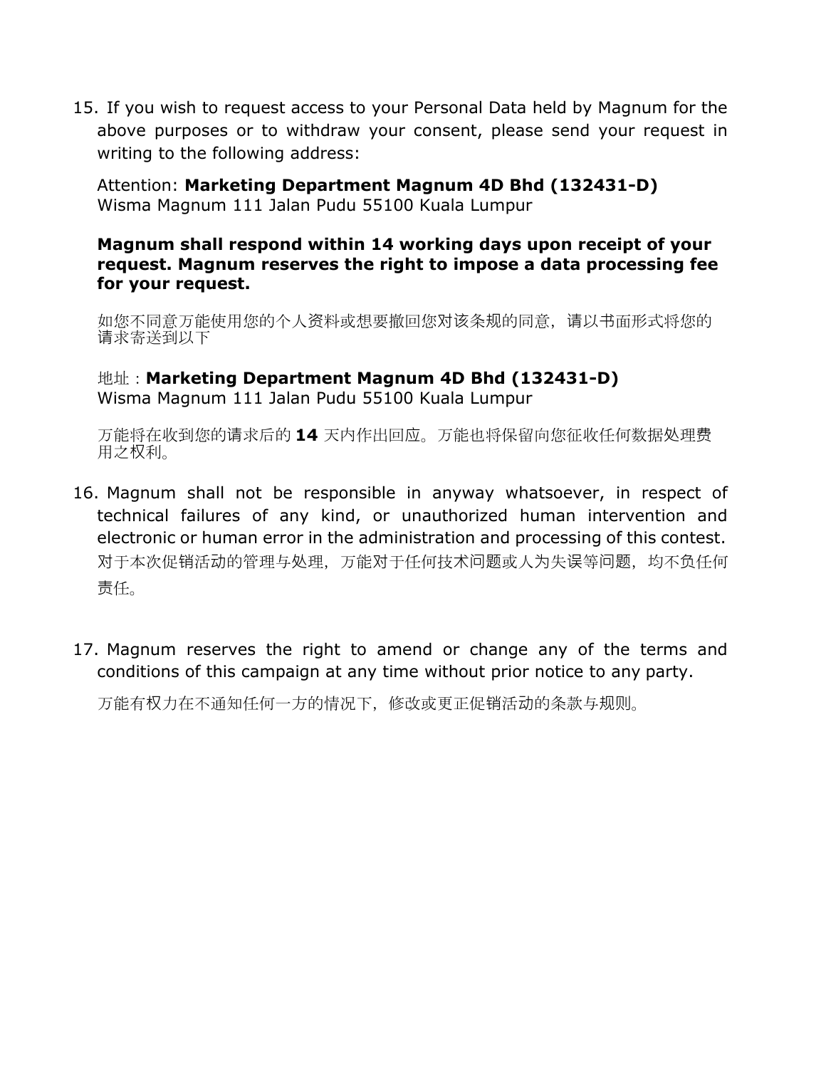15. If you wish to request access to your Personal Data held by Magnum for the above purposes or to withdraw your consent, please send your request in writing to the following address:

    Attention: **Marketing Department Magnum 4D Bhd (132431-D)**
    Wisma Magnum 111 Jalan Pudu 55100 Kuala Lumpur

    **Magnum shall respond within 14 working days upon receipt of your request. Magnum reserves the right to impose a data processing fee for your request.**

    如您不同意万能使用您的个人资料或想要撤回您对该条规的同意，请以书面形式将您的请求寄送到以下

    地址：**Marketing Department Magnum 4D Bhd (132431-D)**
    Wisma Magnum 111 Jalan Pudu 55100 Kuala Lumpur

    万能将在收到您的请求后的 **14** 天内作出回应。万能也将保留向您征收任何数据处理费用之权利。

16. Magnum shall not be responsible in anyway whatsoever, in respect of technical failures of any kind, or unauthorized human intervention and electronic or human error in the administration and processing of this contest.
    对于本次促销活动的管理与处理，万能对于任何技术问题或人为失误等问题，均不负任何责任。

17. Magnum reserves the right to amend or change any of the terms and conditions of this campaign at any time without prior notice to any party.

    万能有权力在不通知任何一方的情况下，修改或更正促销活动的条款与规则。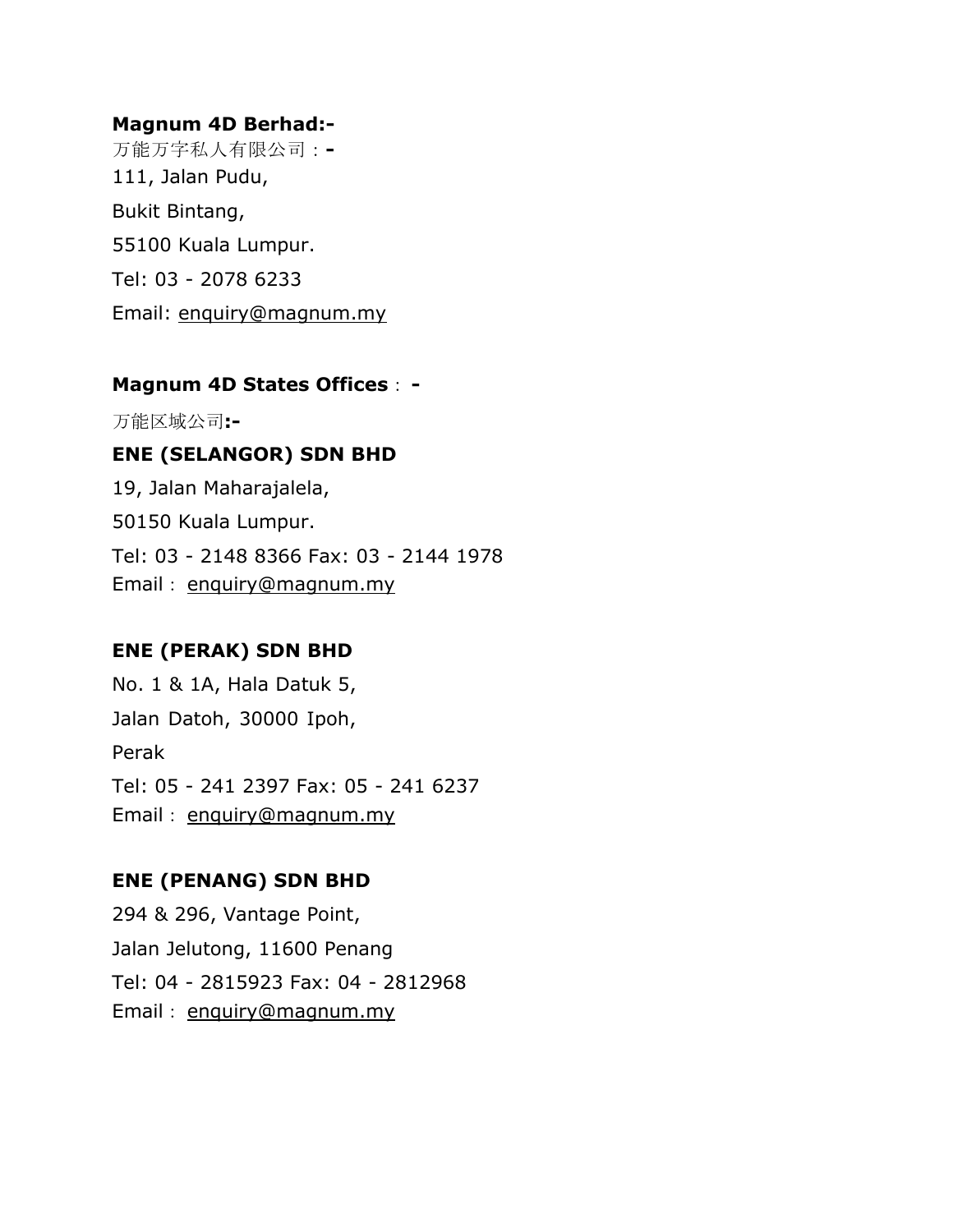**Magnum 4D Berhad:-**

万能万字私人有限公司：**-**

111, Jalan Pudu,

Bukit Bintang,

55100 Kuala Lumpur.

Tel: 03 - 2078 6233

Email: enquiry@magnum.my

**Magnum 4D States Offices**：**-**

万能区域公司**:-**

**ENE (SELANGOR) SDN BHD**

19, Jalan Maharajalela,

50150 Kuala Lumpur.

Tel: 03 - 2148 8366 Fax: 03 - 2144 1978

Email：enquiry@magnum.my

**ENE (PERAK) SDN BHD**

No. 1 & 1A, Hala Datuk 5,

Jalan Datoh, 30000 Ipoh,

Perak

Tel: 05 - 241 2397 Fax: 05 - 241 6237

Email：enquiry@magnum.my

**ENE (PENANG) SDN BHD**

294 & 296, Vantage Point,

Jalan Jelutong, 11600 Penang

Tel: 04 - 2815923 Fax: 04 - 2812968

Email：enquiry@magnum.my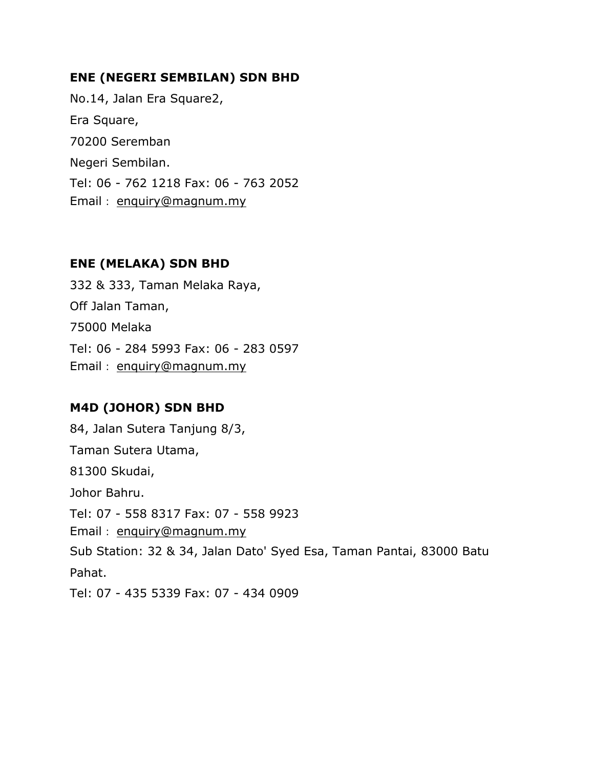**ENE (NEGERI SEMBILAN) SDN BHD**

No.14, Jalan Era Square2,

Era Square,

70200 Seremban

Negeri Sembilan.

Tel: 06 - 762 1218 Fax: 06 - 763 2052
Email： enquiry@magnum.my

**ENE (MELAKA) SDN BHD**

332 & 333, Taman Melaka Raya,

Off Jalan Taman,

75000 Melaka

Tel: 06 - 284 5993 Fax: 06 - 283 0597
Email： enquiry@magnum.my

**M4D (JOHOR) SDN BHD**

84, Jalan Sutera Tanjung 8/3,

Taman Sutera Utama,

81300 Skudai,

Johor Bahru.

Tel: 07 - 558 8317 Fax: 07 - 558 9923
Email： enquiry@magnum.my
Sub Station: 32 & 34, Jalan Dato' Syed Esa, Taman Pantai, 83000 Batu Pahat.

Tel: 07 - 435 5339 Fax: 07 - 434 0909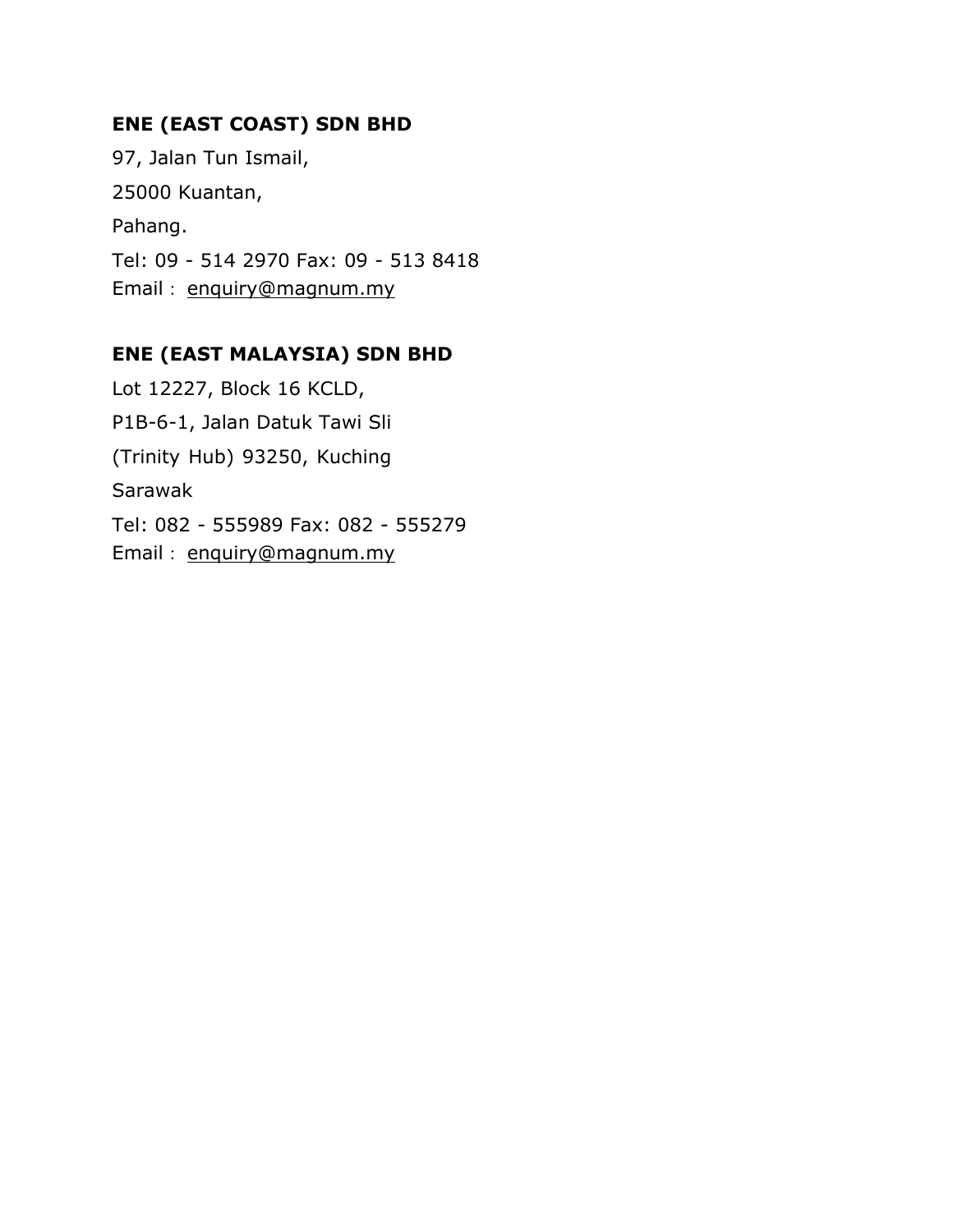**ENE (EAST COAST) SDN BHD**

97, Jalan Tun Ismail,

25000 Kuantan,

Pahang.

Tel: 09 - 514 2970 Fax: 09 - 513 8418
Email： enquiry@magnum.my

**ENE (EAST MALAYSIA) SDN BHD**

Lot 12227, Block 16 KCLD,

P1B-6-1, Jalan Datuk Tawi Sli

(Trinity Hub) 93250, Kuching

Sarawak

Tel: 082 - 555989 Fax: 082 - 555279
Email： enquiry@magnum.my